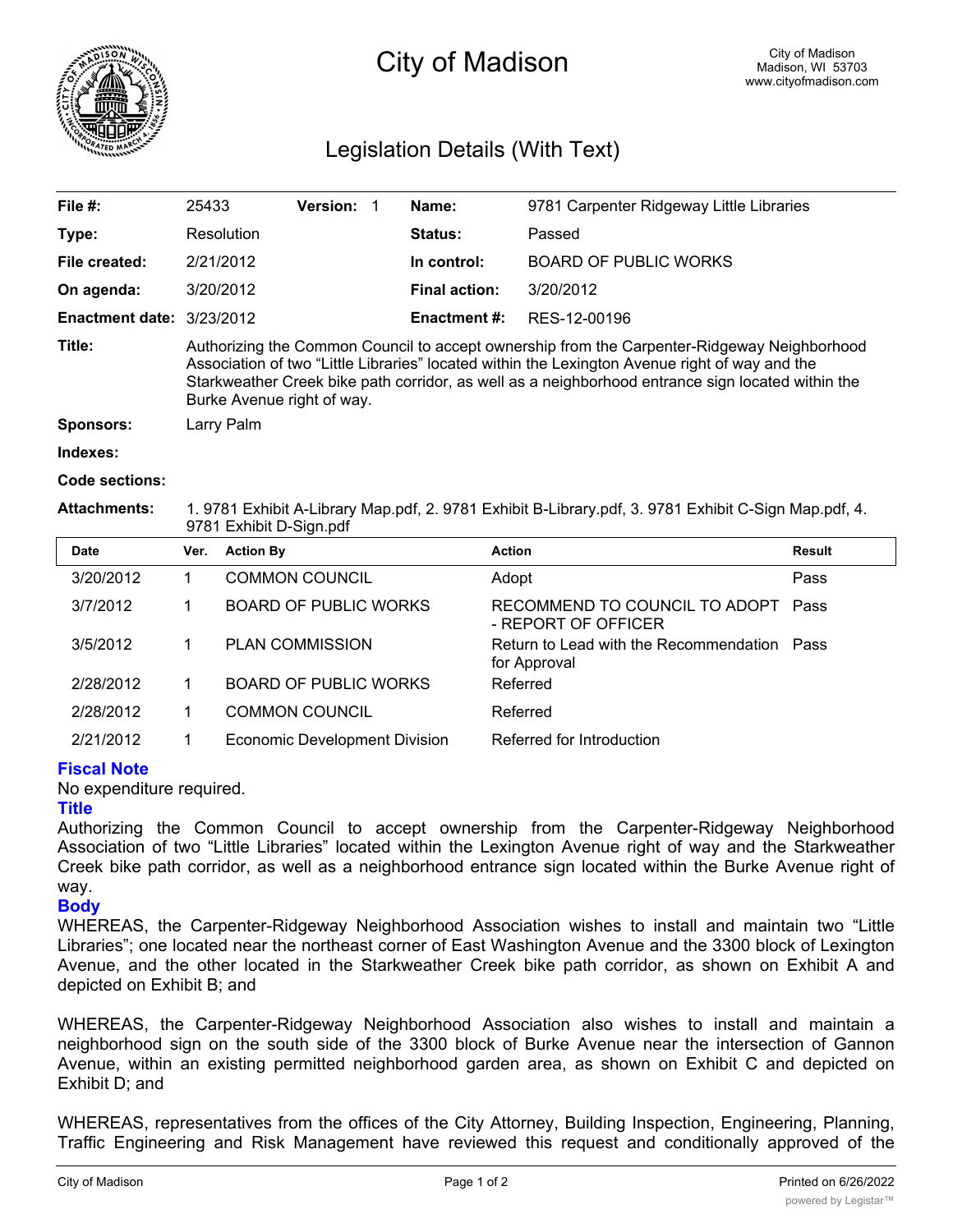# City of Madison

City of Madison
Madison, WI 53703
www.cityofmadison.com

## Legislation Details (With Text)

| | | | | | |
|---|---|---|---|---|---|
| **File #:** | 25433 | **Version:** 1 | | **Name:** | 9781 Carpenter Ridgeway Little Libraries |
| **Type:** | Resolution | | | **Status:** | Passed |
| **File created:** | 2/21/2012 | | | **In control:** | BOARD OF PUBLIC WORKS |
| **On agenda:** | 3/20/2012 | | | **Final action:** | 3/20/2012 |
| **Enactment date:** | 3/23/2012 | | | **Enactment #:** | RES-12-00196 |

**Title:** Authorizing the Common Council to accept ownership from the Carpenter-Ridgeway Neighborhood Association of two "Little Libraries" located within the Lexington Avenue right of way and the Starkweather Creek bike path corridor, as well as a neighborhood entrance sign located within the Burke Avenue right of way.

**Sponsors:** Larry Palm

**Indexes:**

**Code sections:**

**Attachments:** 1. 9781 Exhibit A-Library Map.pdf, 2. 9781 Exhibit B-Library.pdf, 3. 9781 Exhibit C-Sign Map.pdf, 4. 9781 Exhibit D-Sign.pdf

| Date | Ver. | Action By | Action | Result |
|---|---|---|---|---|
| 3/20/2012 | 1 | COMMON COUNCIL | Adopt | Pass |
| 3/7/2012 | 1 | BOARD OF PUBLIC WORKS | RECOMMEND TO COUNCIL TO ADOPT - REPORT OF OFFICER | Pass |
| 3/5/2012 | 1 | PLAN COMMISSION | Return to Lead with the Recommendation for Approval | Pass |
| 2/28/2012 | 1 | BOARD OF PUBLIC WORKS | Referred | |
| 2/28/2012 | 1 | COMMON COUNCIL | Referred | |
| 2/21/2012 | 1 | Economic Development Division | Referred for Introduction | |

### Fiscal Note

No expenditure required.

### Title

Authorizing the Common Council to accept ownership from the Carpenter-Ridgeway Neighborhood Association of two "Little Libraries" located within the Lexington Avenue right of way and the Starkweather Creek bike path corridor, as well as a neighborhood entrance sign located within the Burke Avenue right of way.

### Body

WHEREAS, the Carpenter-Ridgeway Neighborhood Association wishes to install and maintain two "Little Libraries"; one located near the northeast corner of East Washington Avenue and the 3300 block of Lexington Avenue, and the other located in the Starkweather Creek bike path corridor, as shown on Exhibit A and depicted on Exhibit B; and

WHEREAS, the Carpenter-Ridgeway Neighborhood Association also wishes to install and maintain a neighborhood sign on the south side of the 3300 block of Burke Avenue near the intersection of Gannon Avenue, within an existing permitted neighborhood garden area, as shown on Exhibit C and depicted on Exhibit D; and

WHEREAS, representatives from the offices of the City Attorney, Building Inspection, Engineering, Planning, Traffic Engineering and Risk Management have reviewed this request and conditionally approved of the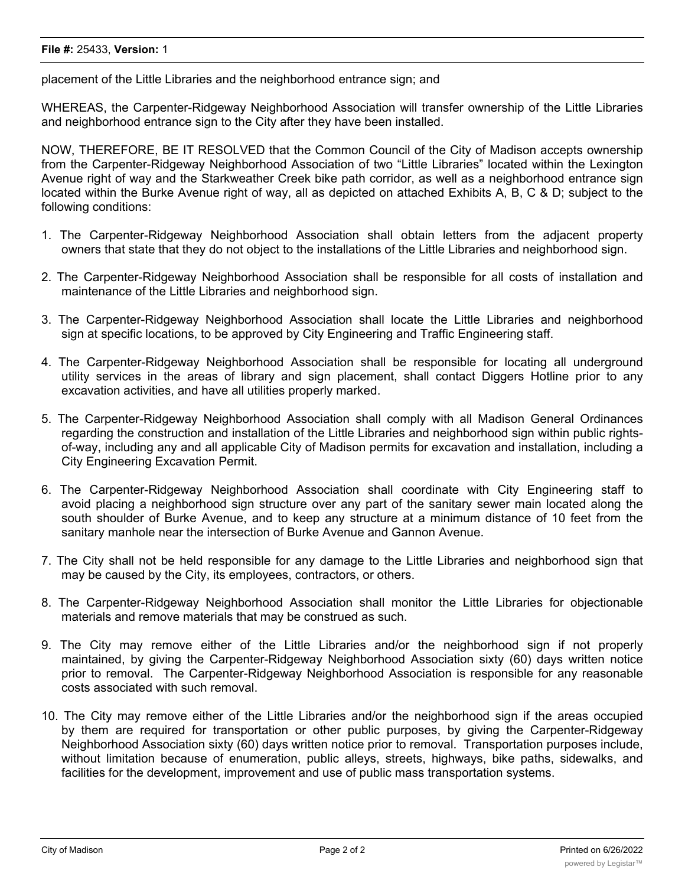placement of the Little Libraries and the neighborhood entrance sign; and

WHEREAS, the Carpenter-Ridgeway Neighborhood Association will transfer ownership of the Little Libraries and neighborhood entrance sign to the City after they have been installed.

NOW, THEREFORE, BE IT RESOLVED that the Common Council of the City of Madison accepts ownership from the Carpenter-Ridgeway Neighborhood Association of two “Little Libraries” located within the Lexington Avenue right of way and the Starkweather Creek bike path corridor, as well as a neighborhood entrance sign located within the Burke Avenue right of way, all as depicted on attached Exhibits A, B, C & D; subject to the following conditions:

1. The Carpenter-Ridgeway Neighborhood Association shall obtain letters from the adjacent property owners that state that they do not object to the installations of the Little Libraries and neighborhood sign.

2. The Carpenter-Ridgeway Neighborhood Association shall be responsible for all costs of installation and maintenance of the Little Libraries and neighborhood sign.

3. The Carpenter-Ridgeway Neighborhood Association shall locate the Little Libraries and neighborhood sign at specific locations, to be approved by City Engineering and Traffic Engineering staff.

4. The Carpenter-Ridgeway Neighborhood Association shall be responsible for locating all underground utility services in the areas of library and sign placement, shall contact Diggers Hotline prior to any excavation activities, and have all utilities properly marked.

5. The Carpenter-Ridgeway Neighborhood Association shall comply with all Madison General Ordinances regarding the construction and installation of the Little Libraries and neighborhood sign within public rights-of-way, including any and all applicable City of Madison permits for excavation and installation, including a City Engineering Excavation Permit.

6. The Carpenter-Ridgeway Neighborhood Association shall coordinate with City Engineering staff to avoid placing a neighborhood sign structure over any part of the sanitary sewer main located along the south shoulder of Burke Avenue, and to keep any structure at a minimum distance of 10 feet from the sanitary manhole near the intersection of Burke Avenue and Gannon Avenue.

7. The City shall not be held responsible for any damage to the Little Libraries and neighborhood sign that may be caused by the City, its employees, contractors, or others.

8. The Carpenter-Ridgeway Neighborhood Association shall monitor the Little Libraries for objectionable materials and remove materials that may be construed as such.

9. The City may remove either of the Little Libraries and/or the neighborhood sign if not properly maintained, by giving the Carpenter-Ridgeway Neighborhood Association sixty (60) days written notice prior to removal. The Carpenter-Ridgeway Neighborhood Association is responsible for any reasonable costs associated with such removal.

10. The City may remove either of the Little Libraries and/or the neighborhood sign if the areas occupied by them are required for transportation or other public purposes, by giving the Carpenter-Ridgeway Neighborhood Association sixty (60) days written notice prior to removal. Transportation purposes include, without limitation because of enumeration, public alleys, streets, highways, bike paths, sidewalks, and facilities for the development, improvement and use of public mass transportation systems.